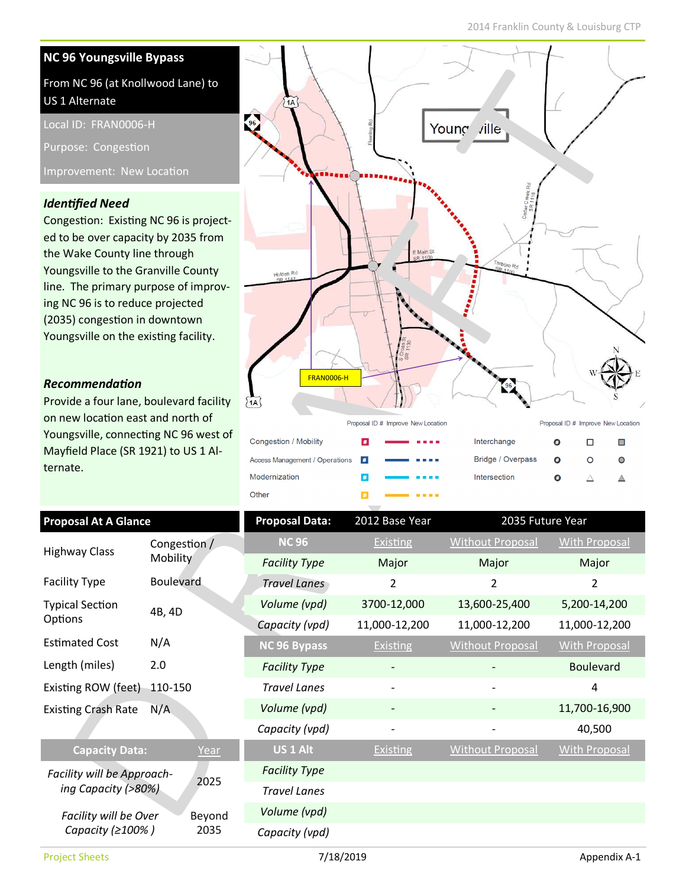## NC 96 Youngsville Bypass

From NC 96 (at Knollwood Lane) to US 1 Alternate

Local ID: FRAN0006-H

Purpose: Congestion

Improvement: New Location

### *Identified Need*

Congestion: Existing NC 96 is projected to be over capacity by 2035 from the Wake County line through Youngsville to the Granville County line. The primary purpose of improving NC 96 is to reduce projected (2035) congestion in downtown Youngsville on the existing facility.

### *Recommendation*

Provide a four lane, boulevard facility on new location east and north of Youngsville, connecting NC 96 west of Mayfield Place (SR 1921) to US 1 Alternate.

| Proposal ID # | Improve | New Location |
|---|---|---|
| Congestion / Mobility | | |
| Access Management / Operations | | |
| Modernization | | |
| Other | | |
| Interchange | | |
| Bridge / Overpass | | |
| Intersection | | |

### Proposal At A Glance

| | |
|---|---|
| Highway Class | Congestion / Mobility |
| Facility Type | Boulevard |
| Typical Section Options | 4B, 4D |
| Estimated Cost | N/A |
| Length (miles) | 2.0 |
| Existing ROW (feet) | 110-150 |
| Existing Crash Rate | N/A |

| Capacity Data: | Year |
|---|---|
| *Facility will be Approaching Capacity (>80%)* | 2025 |
| *Facility will be Over Capacity (≥100% )* | Beyond 2035 |

| Proposal Data: | 2012 Base Year | 2035 Future Year | |
|---|---|---|---|
| **NC 96** | Existing | Without Proposal | With Proposal |
| *Facility Type* | Major | Major | Major |
| *Travel Lanes* | 2 | 2 | 2 |
| *Volume (vpd)* | 3700-12,000 | 13,600-25,400 | 5,200-14,200 |
| *Capacity (vpd)* | 11,000-12,200 | 11,000-12,200 | 11,000-12,200 |
| **NC 96 Bypass** | Existing | Without Proposal | With Proposal |
| *Facility Type* | - | - | Boulevard |
| *Travel Lanes* | - | - | 4 |
| *Volume (vpd)* | - | - | 11,700-16,900 |
| *Capacity (vpd)* | - | - | 40,500 |
| **US 1 Alt** | Existing | Without Proposal | With Proposal |
| *Facility Type* | | | |
| *Travel Lanes* | | | |
| *Volume (vpd)* | | | |
| *Capacity (vpd)* | | | |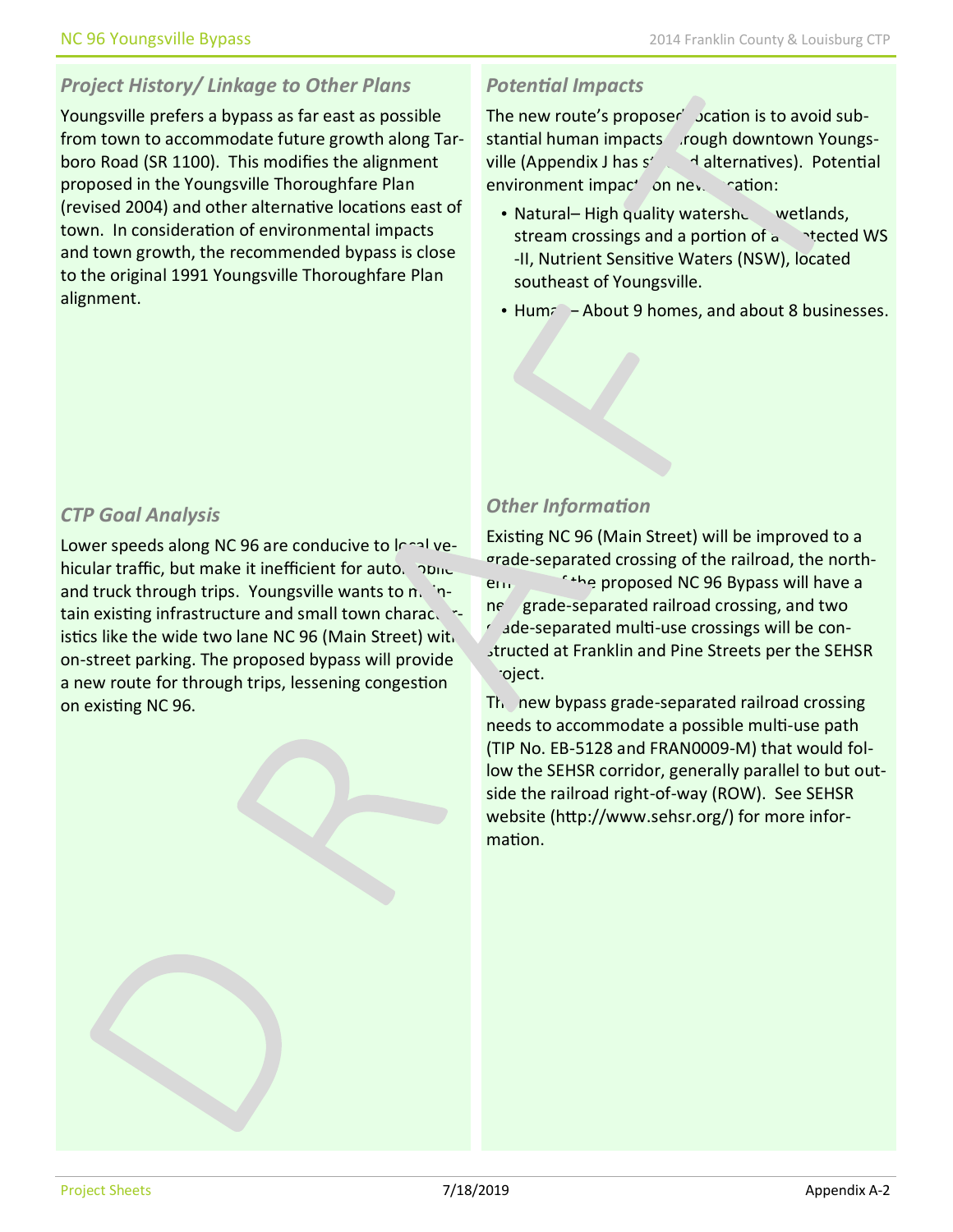## Project History/ Linkage to Other Plans

Youngsville prefers a bypass as far east as possible from town to accommodate future growth along Tarboro Road (SR 1100). This modifies the alignment proposed in the Youngsville Thoroughfare Plan (revised 2004) and other alternative locations east of town. In consideration of environmental impacts and town growth, the recommended bypass is close to the original 1991 Youngsville Thoroughfare Plan alignment.

## CTP Goal Analysis

Lower speeds along NC 96 are conducive to local vehicular traffic, but make it inefficient for automobile and truck through trips. Youngsville wants to maintain existing infrastructure and small town characteristics like the wide two lane NC 96 (Main Street) with on-street parking. The proposed bypass will provide a new route for through trips, lessening congestion on existing NC 96.

## Potential Impacts

The new route's proposed location is to avoid substantial human impacts through downtown Youngsville (Appendix J has studied alternatives). Potential environment impacts on new location:

- Natural– High quality watersheds, wetlands, stream crossings and a portion of a protected WS-II, Nutrient Sensitive Waters (NSW), located southeast of Youngsville.
- Human – About 9 homes, and about 8 businesses.

## Other Information

Existing NC 96 (Main Street) will be improved to a grade-separated crossing of the railroad, the northern end of the proposed NC 96 Bypass will have a new grade-separated railroad crossing, and two grade-separated multi-use crossings will be constructed at Franklin and Pine Streets per the SEHSR project.

The new bypass grade-separated railroad crossing needs to accommodate a possible multi-use path (TIP No. EB-5128 and FRAN0009-M) that would follow the SEHSR corridor, generally parallel to but outside the railroad right-of-way (ROW). See SEHSR website (http://www.sehsr.org/) for more information.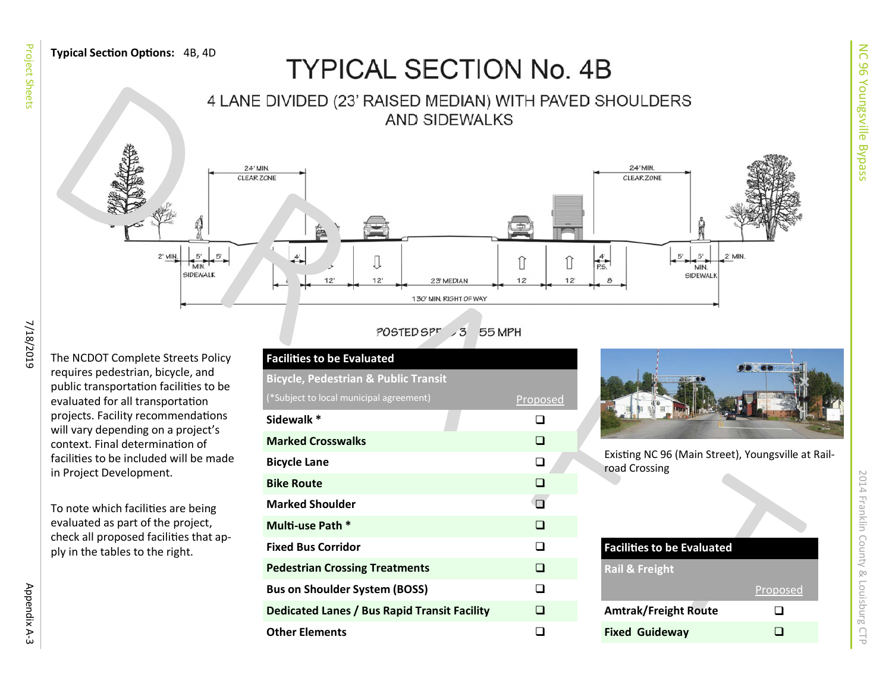**Typical Section Options:** 4B, 4D

# TYPICAL SECTION No. 4B

## 4 LANE DIVIDED (23' RAISED MEDIAN) WITH PAVED SHOULDERS AND SIDEWALKS

24' MIN. CLEAR ZONE

24' MIN. CLEAR ZONE

2' MIN. 5' 5' MIN. SIDEWALK 4' 12' 12' 23' MEDIAN 12' 12' 4' P.S. 8 5' 5' MIN. SIDEWALK 2' MIN.

130' MIN. RIGHT OF WAY

POSTED SPEED 35 - 55 MPH

The NCDOT Complete Streets Policy requires pedestrian, bicycle, and public transportation facilities to be evaluated for all transportation projects. Facility recommendations will vary depending on a project's context. Final determination of facilities to be included will be made in Project Development.

To note which facilities are being evaluated as part of the project, check all proposed facilities that apply in the tables to the right.

| Facilities to be Evaluated | |
|---|---|
| **Bicycle, Pedestrian & Public Transit** (*Subject to local municipal agreement) | Proposed |
| **Sidewalk *** | ❑ |
| **Marked Crosswalks** | ❑ |
| **Bicycle Lane** | ❑ |
| **Bike Route** | ❑ |
| **Marked Shoulder** | ❑ |
| **Multi-use Path *** | ❑ |
| **Fixed Bus Corridor** | ❑ |
| **Pedestrian Crossing Treatments** | ❑ |
| **Bus on Shoulder System (BOSS)** | ❑ |
| **Dedicated Lanes / Bus Rapid Transit Facility** | ❑ |
| **Other Elements** | ❑ |

Existing NC 96 (Main Street), Youngsville at Railroad Crossing

| Facilities to be Evaluated | |
|---|---|
| **Rail & Freight** | Proposed |
| **Amtrak/Freight Route** | ❑ |
| **Fixed Guideway** | ❑ |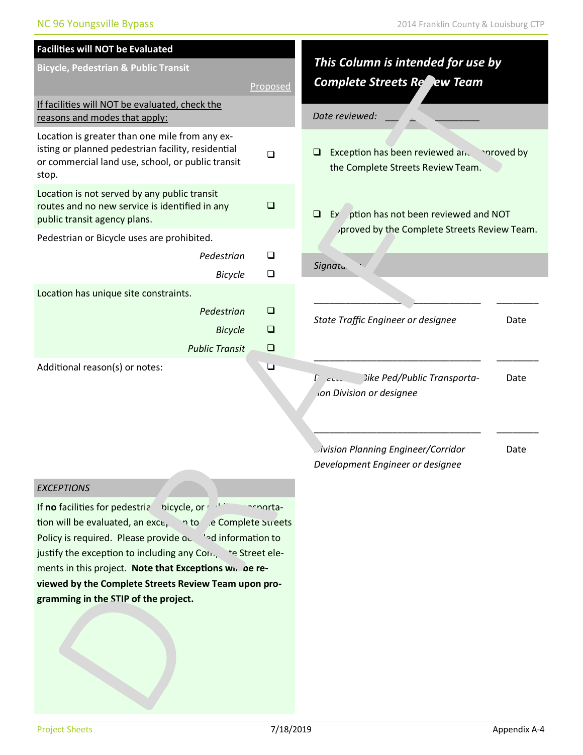## Facilities will NOT be Evaluated

**Bicycle, Pedestrian & Public Transit**

| If facilities will NOT be evaluated, check the reasons and modes that apply: | Proposed |
|---|---|
| Location is greater than one mile from any existing or planned pedestrian facility, residential or commercial land use, school, or public transit stop. | ❑ |
| Location is not served by any public transit routes and no new service is identified in any public transit agency plans. | ❑ |
| Pedestrian or Bicycle uses are prohibited. | |
| *Pedestrian* | ❑ |
| *Bicycle* | ❑ |
| Location has unique site constraints. | |
| *Pedestrian* | ❑ |
| *Bicycle* | ❑ |
| *Public Transit* | ❑ |
| Additional reason(s) or notes: | ❑ |

### *EXCEPTIONS*

If **no** facilities for pedestrian, bicycle, or public transportation will be evaluated, an exception to the Complete Streets Policy is required. Please provide detailed information to justify the exception to including any Complete Street elements in this project. **Note that Exceptions will be reviewed by the Complete Streets Review Team upon programming in the STIP of the project.**

## *This Column is intended for use by Complete Streets Review Team*

*Date reviewed:* ________________

❑ Exception has been reviewed and approved by the Complete Streets Review Team.

❑ Exception has not been reviewed and NOT approved by the Complete Streets Review Team.

*Signatures:*

________________________________ ________

*State Traffic Engineer or designee* Date

________________________________ ________

*Director Bike Ped/Public Transportation Division or designee* Date

________________________________ ________

*Division Planning Engineer/Corridor Development Engineer or designee* Date

DRAFT